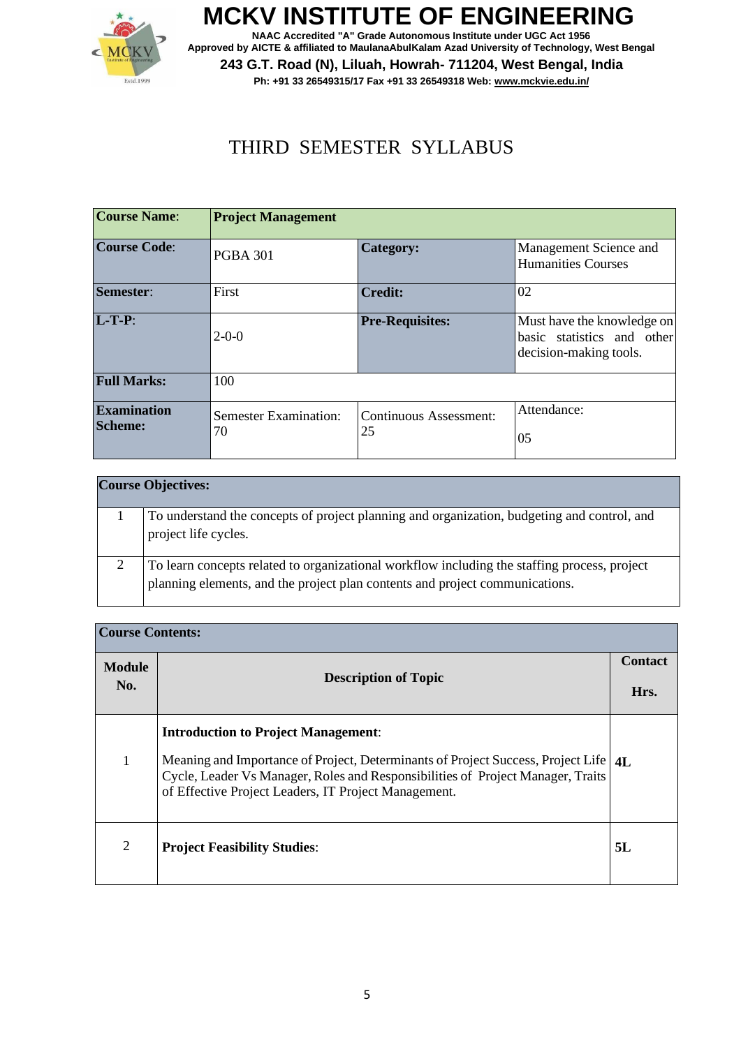# MCKV INSTITUTE OF ENGINEERING

**NAAC Accredited "A" Grade Autonomous Institute under UGC Act 1956**
**Approved by AICTE & affiliated to MaulanaAbulKalam Azad University of Technology, West Bengal**
**243 G.T. Road (N), Liluah, Howrah- 711204, West Bengal, India**
**Ph: +91 33 26549315/17 Fax +91 33 26549318 Web: www.mckvie.edu.in/**

## THIRD SEMESTER SYLLABUS

| **Course Name**: | **Project Management** | | |
|---|---|---|---|
| **Course Code**: | PGBA 301 | **Category:** | Management Science and Humanities Courses |
| **Semester**: | First | **Credit:** | 02 |
| **L-T-P**: | 2-0-0 | **Pre-Requisites:** | Must have the knowledge on basic statistics and other decision-making tools. |
| **Full Marks:** | 100 | | |
| **Examination Scheme:** | Semester Examination: 70 | Continuous Assessment: 25 | Attendance: 05 |

| **Course Objectives:** | |
|---|---|
| 1 | To understand the concepts of project planning and organization, budgeting and control, and project life cycles. |
| 2 | To learn concepts related to organizational workflow including the staffing process, project planning elements, and the project plan contents and project communications. |

**Course Contents:**

| **Module No.** | **Description of Topic** | **Contact Hrs.** |
|---|---|---|
| 1 | **Introduction to Project Management**: Meaning and Importance of Project, Determinants of Project Success, Project Life Cycle, Leader Vs Manager, Roles and Responsibilities of Project Manager, Traits of Effective Project Leaders, IT Project Management. | **4L** |
| 2 | **Project Feasibility Studies**: | **5L** |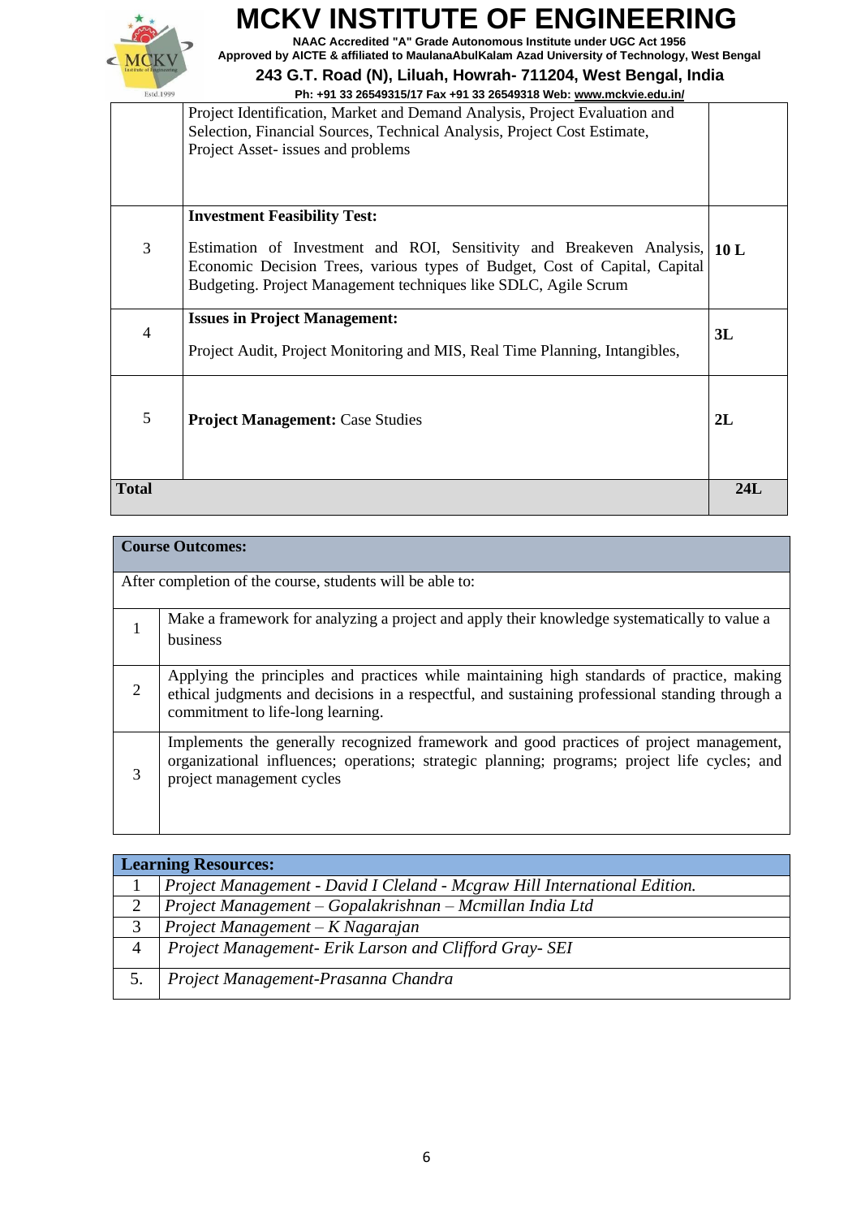| | | |
|---|---|---|
| | Project Identification, Market and Demand Analysis, Project Evaluation and Selection, Financial Sources, Technical Analysis, Project Cost Estimate, Project Asset- issues and problems | |
| 3 | **Investment Feasibility Test:**<br><br>Estimation of Investment and ROI, Sensitivity and Breakeven Analysis, Economic Decision Trees, various types of Budget, Cost of Capital, Capital Budgeting. Project Management techniques like SDLC, Agile Scrum | **10 L** |
| 4 | **Issues in Project Management:**<br><br>Project Audit, Project Monitoring and MIS, Real Time Planning, Intangibles, | **3L** |
| 5 | **Project Management:** Case Studies | **2L** |
| **Total** | | **24L** |

| **Course Outcomes:** | |
|---|---|
| After completion of the course, students will be able to: | |
| 1 | Make a framework for analyzing a project and apply their knowledge systematically to value a business |
| 2 | Applying the principles and practices while maintaining high standards of practice, making ethical judgments and decisions in a respectful, and sustaining professional standing through a commitment to life-long learning. |
| 3 | Implements the generally recognized framework and good practices of project management, organizational influences; operations; strategic planning; programs; project life cycles; and project management cycles |

| **Learning Resources:** | |
|---|---|
| 1 | *Project Management - David I Cleland - Mcgraw Hill International Edition.* |
| 2 | *Project Management – Gopalakrishnan – Mcmillan India Ltd* |
| 3 | *Project Management – K Nagarajan* |
| 4 | *Project Management- Erik Larson and Clifford Gray- SEI* |
| 5. | *Project Management-Prasanna Chandra* |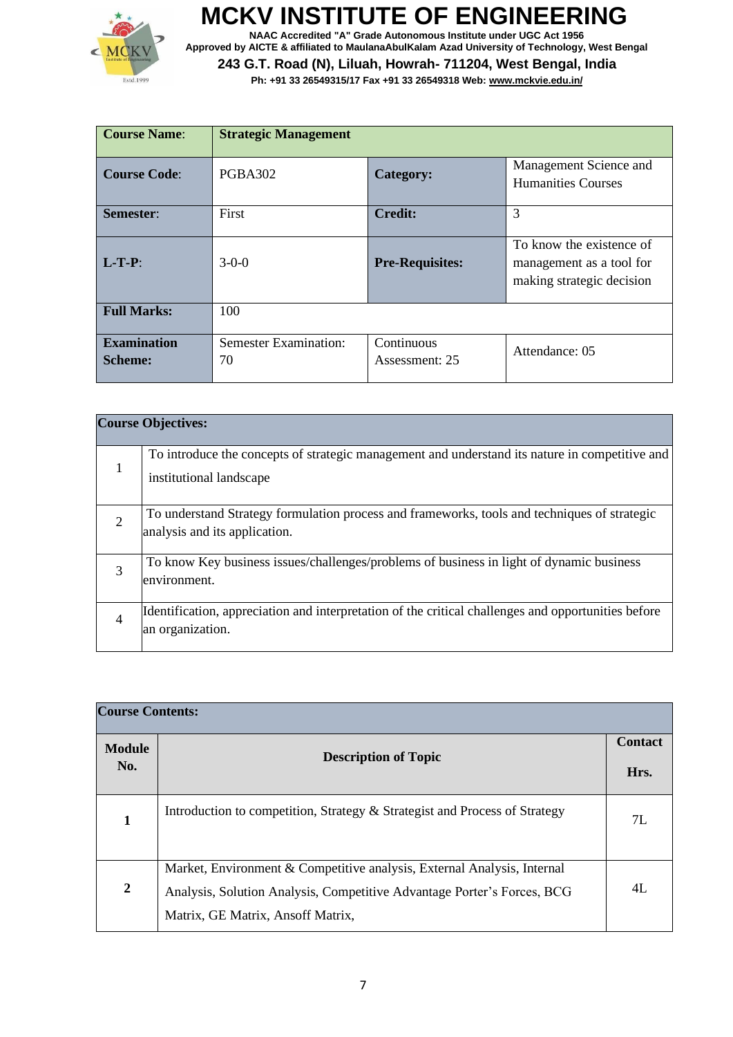# MCKV INSTITUTE OF ENGINEERING

**NAAC Accredited "A" Grade Autonomous Institute under UGC Act 1956**
**Approved by AICTE & affiliated to MaulanaAbulKalam Azad University of Technology, West Bengal**
**243 G.T. Road (N), Liluah, Howrah- 711204, West Bengal, India**
**Ph: +91 33 26549315/17 Fax +91 33 26549318 Web: www.mckvie.edu.in/**

| **Course Name**: | **Strategic Management** | | |
|---|---|---|---|
| **Course Code**: | PGBA302 | **Category:** | Management Science and Humanities Courses |
| **Semester**: | First | **Credit:** | 3 |
| **L-T-P**: | 3-0-0 | **Pre-Requisites:** | To know the existence of management as a tool for making strategic decision |
| **Full Marks:** | 100 | | |
| **Examination Scheme:** | Semester Examination: 70 | Continuous Assessment: 25 | Attendance: 05 |

| **Course Objectives:** | |
|---|---|
| 1 | To introduce the concepts of strategic management and understand its nature in competitive and institutional landscape |
| 2 | To understand Strategy formulation process and frameworks, tools and techniques of strategic analysis and its application. |
| 3 | To know Key business issues/challenges/problems of business in light of dynamic business environment. |
| 4 | Identification, appreciation and interpretation of the critical challenges and opportunities before an organization. |

**Course Contents:**

| **Module No.** | **Description of Topic** | **Contact Hrs.** |
|---|---|---|
| **1** | Introduction to competition, Strategy & Strategist and Process of Strategy | 7L |
| **2** | Market, Environment & Competitive analysis, External Analysis, Internal Analysis, Solution Analysis, Competitive Advantage Porter's Forces, BCG Matrix, GE Matrix, Ansoff Matrix, | 4L |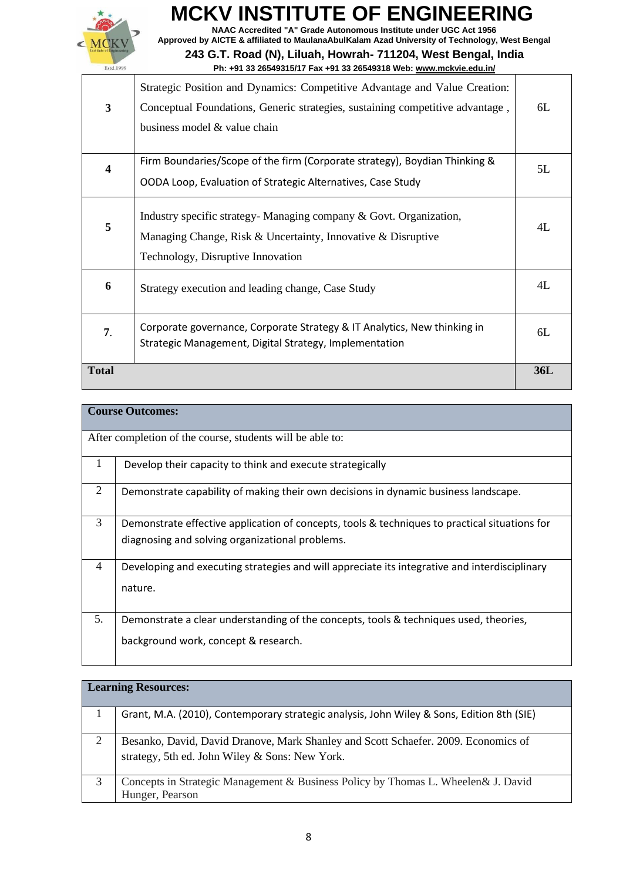| | | |
|---|---|---|
| **3** | Strategic Position and Dynamics: Competitive Advantage and Value Creation: Conceptual Foundations, Generic strategies, sustaining competitive advantage , business model & value chain | 6L |
| **4** | Firm Boundaries/Scope of the firm (Corporate strategy), Boydian Thinking & OODA Loop, Evaluation of Strategic Alternatives, Case Study | 5L |
| **5** | Industry specific strategy- Managing company & Govt. Organization, Managing Change, Risk & Uncertainty, Innovative & Disruptive Technology, Disruptive Innovation | 4L |
| **6** | Strategy execution and leading change, Case Study | 4L |
| **7.** | Corporate governance, Corporate Strategy & IT Analytics, New thinking in Strategic Management, Digital Strategy, Implementation | 6L |
| **Total** | | **36L** |

| **Course Outcomes:** | |
|---|---|
| After completion of the course, students will be able to: | |
| 1 | Develop their capacity to think and execute strategically |
| 2 | Demonstrate capability of making their own decisions in dynamic business landscape. |
| 3 | Demonstrate effective application of concepts, tools & techniques to practical situations for diagnosing and solving organizational problems. |
| 4 | Developing and executing strategies and will appreciate its integrative and interdisciplinary nature. |
| 5. | Demonstrate a clear understanding of the concepts, tools & techniques used, theories, background work, concept & research. |

| **Learning Resources:** | |
|---|---|
| 1 | Grant, M.A. (2010), Contemporary strategic analysis, John Wiley & Sons, Edition 8th (SIE) |
| 2 | Besanko, David, David Dranove, Mark Shanley and Scott Schaefer. 2009. Economics of strategy, 5th ed. John Wiley & Sons: New York. |
| 3 | Concepts in Strategic Management & Business Policy by Thomas L. Wheelen& J. David Hunger, Pearson |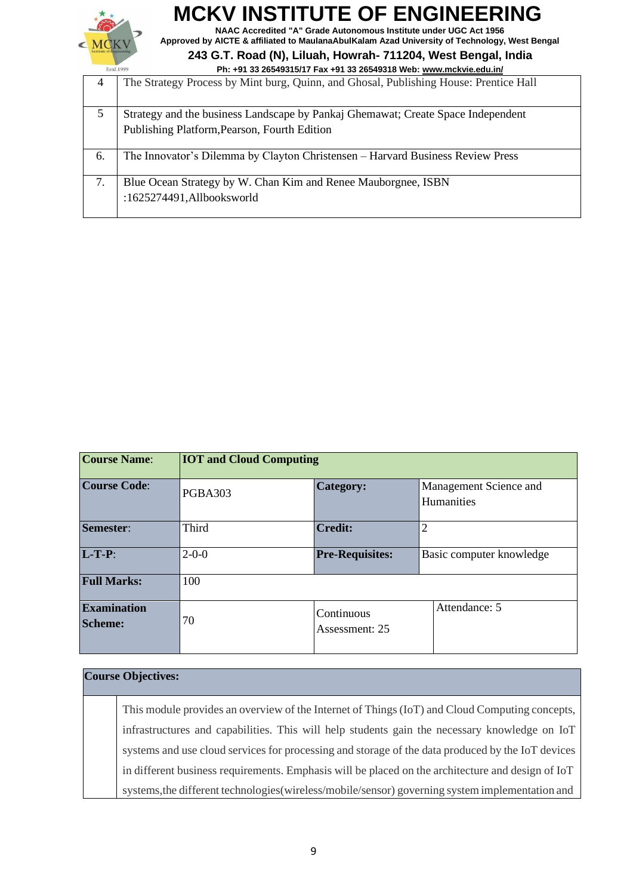| | |
|---|---|
| 4 | The Strategy Process by Mint burg, Quinn, and Ghosal, Publishing House: Prentice Hall |
| 5 | Strategy and the business Landscape by Pankaj Ghemawat; Create Space Independent Publishing Platform,Pearson, Fourth Edition |
| 6. | The Innovator's Dilemma by Clayton Christensen – Harvard Business Review Press |
| 7. | Blue Ocean Strategy by W. Chan Kim and Renee Mauborgnee, ISBN :1625274491,Allbooksworld |

| **Course Name**: | **IOT and Cloud Computing** | | |
|---|---|---|---|
| **Course Code**: | PGBA303 | **Category:** | Management Science and Humanities |
| **Semester**: | Third | **Credit:** | 2 |
| **L-T-P**: | 2-0-0 | **Pre-Requisites:** | Basic computer knowledge |
| **Full Marks:** | 100 | | |
| **Examination Scheme:** | 70 | Continuous Assessment: 25 | Attendance: 5 |

| **Course Objectives:** | |
|---|---|
| | This module provides an overview of the Internet of Things (IoT) and Cloud Computing concepts, infrastructures and capabilities. This will help students gain the necessary knowledge on IoT systems and use cloud services for processing and storage of the data produced by the IoT devices in different business requirements. Emphasis will be placed on the architecture and design of IoT systems,the different technologies(wireless/mobile/sensor) governing system implementation and |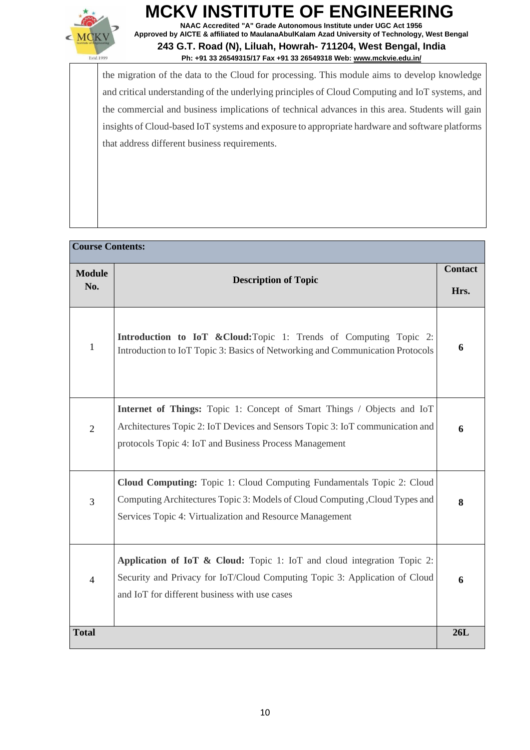the migration of the data to the Cloud for processing. This module aims to develop knowledge and critical understanding of the underlying principles of Cloud Computing and IoT systems, and the commercial and business implications of technical advances in this area. Students will gain insights of Cloud-based IoT systems and exposure to appropriate hardware and software platforms that address different business requirements.

**Course Contents:**

| Module No. | Description of Topic | Contact Hrs. |
|---|---|---|
| 1 | **Introduction to IoT &Cloud:**Topic 1: Trends of Computing Topic 2: Introduction to IoT Topic 3: Basics of Networking and Communication Protocols | **6** |
| 2 | **Internet of Things:** Topic 1: Concept of Smart Things / Objects and IoT Architectures Topic 2: IoT Devices and Sensors Topic 3: IoT communication and protocols Topic 4: IoT and Business Process Management | **6** |
| 3 | **Cloud Computing:** Topic 1: Cloud Computing Fundamentals Topic 2: Cloud Computing Architectures Topic 3: Models of Cloud Computing ,Cloud Types and Services Topic 4: Virtualization and Resource Management | **8** |
| 4 | **Application of IoT & Cloud:** Topic 1: IoT and cloud integration Topic 2: Security and Privacy for IoT/Cloud Computing Topic 3: Application of Cloud and IoT for different business with use cases | **6** |
| **Total** | | **26L** |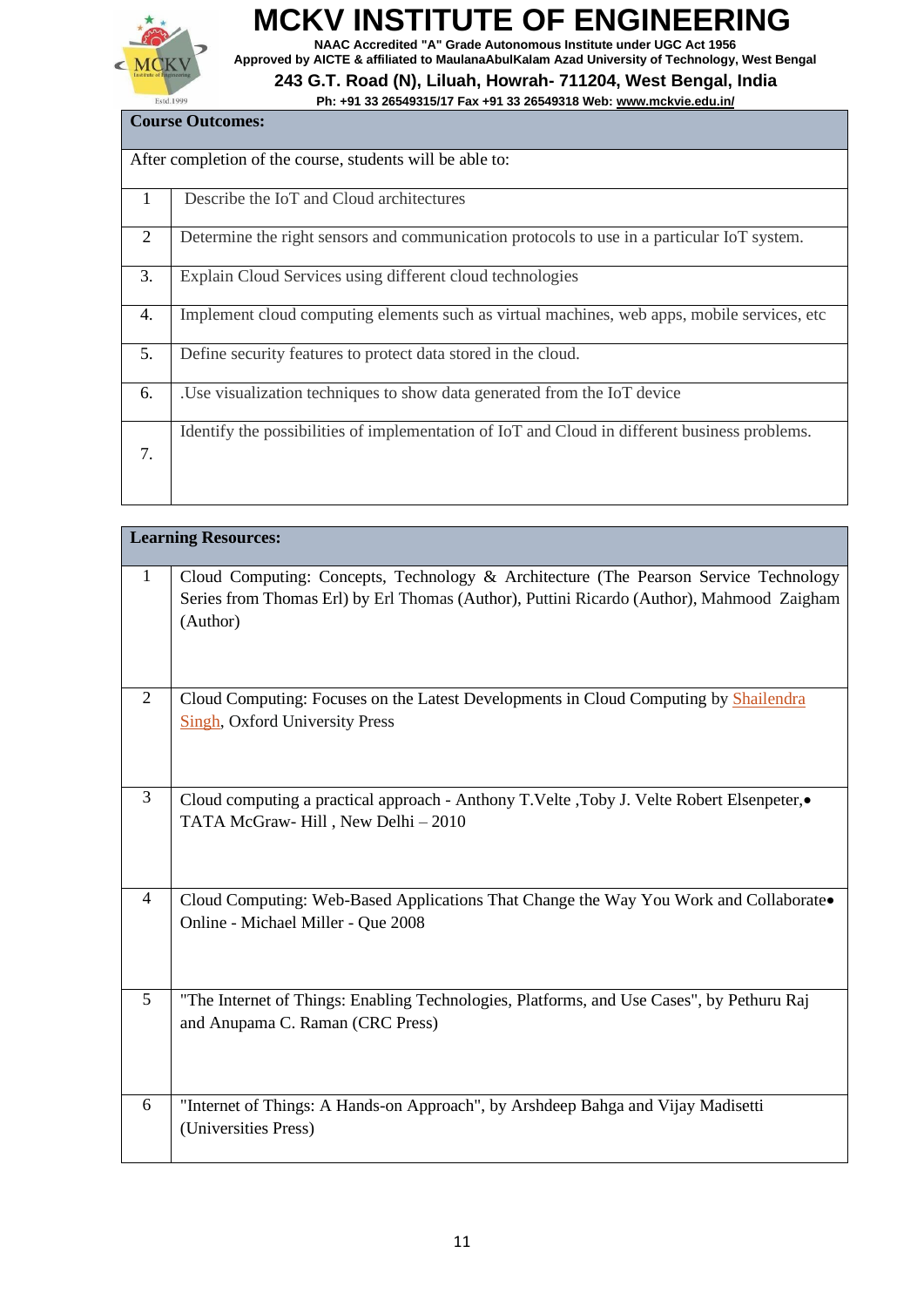| Course Outcomes: | |
|---|---|
| After completion of the course, students will be able to: | |
| 1 | Describe the IoT and Cloud architectures |
| 2 | Determine the right sensors and communication protocols to use in a particular IoT system. |
| 3. | Explain Cloud Services using different cloud technologies |
| 4. | Implement cloud computing elements such as virtual machines, web apps, mobile services, etc |
| 5. | Define security features to protect data stored in the cloud. |
| 6. | .Use visualization techniques to show data generated from the IoT device |
| 7. | Identify the possibilities of implementation of IoT and Cloud in different business problems. |

| Learning Resources: | |
|---|---|
| 1 | Cloud Computing: Concepts, Technology & Architecture (The Pearson Service Technology Series from Thomas Erl) by Erl Thomas (Author), Puttini Ricardo (Author), Mahmood Zaigham (Author) |
| 2 | Cloud Computing: Focuses on the Latest Developments in Cloud Computing by Shailendra Singh, Oxford University Press |
| 3 | Cloud computing a practical approach - Anthony T.Velte ,Toby J. Velte Robert Elsenpeter,• TATA McGraw- Hill , New Delhi – 2010 |
| 4 | Cloud Computing: Web-Based Applications That Change the Way You Work and Collaborate• Online - Michael Miller - Que 2008 |
| 5 | "The Internet of Things: Enabling Technologies, Platforms, and Use Cases", by Pethuru Raj and Anupama C. Raman (CRC Press) |
| 6 | "Internet of Things: A Hands-on Approach", by Arshdeep Bahga and Vijay Madisetti (Universities Press) |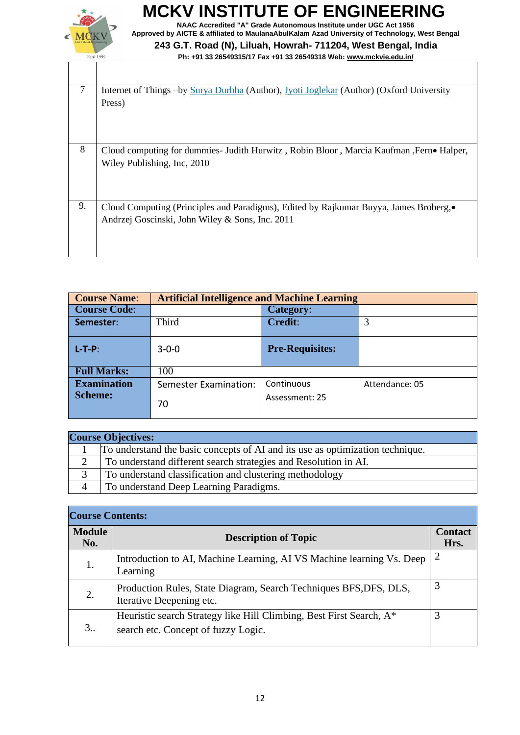|  |  |
|---|---|
| 7 | Internet of Things –by Surya Durbha (Author), Jyoti Joglekar (Author) (Oxford University Press) |
| 8 | Cloud computing for dummies- Judith Hurwitz , Robin Bloor , Marcia Kaufman ,Fern• Halper, Wiley Publishing, Inc, 2010 |
| 9. | Cloud Computing (Principles and Paradigms), Edited by Rajkumar Buyya, James Broberg,• Andrzej Goscinski, John Wiley & Sons, Inc. 2011 |

| **Course Name**: | **Artificial Intelligence and Machine Learning** | | |
|---|---|---|---|
| **Course Code**: | | **Category**: | |
| **Semester**: | Third | **Credit**: | 3 |
| **L-T-P**: | 3-0-0 | **Pre-Requisites:** | |
| **Full Marks:** | 100 | | |
| **Examination Scheme:** | Semester Examination: 70 | Continuous Assessment: 25 | Attendance: 05 |

| **Course Objectives:** | |
|---|---|
| 1 | To understand the basic concepts of AI and its use as optimization technique. |
| 2 | To understand different search strategies and Resolution in AI. |
| 3 | To understand classification and clustering methodology |
| 4 | To understand Deep Learning Paradigms. |

**Course Contents:**

| Module No. | Description of Topic | Contact Hrs. |
|---|---|---|
| 1. | Introduction to AI, Machine Learning, AI VS Machine learning Vs. Deep Learning | 2 |
| 2. | Production Rules, State Diagram, Search Techniques BFS,DFS, DLS, Iterative Deepening etc. | 3 |
| 3.. | Heuristic search Strategy like Hill Climbing, Best First Search, A* search etc. Concept of fuzzy Logic. | 3 |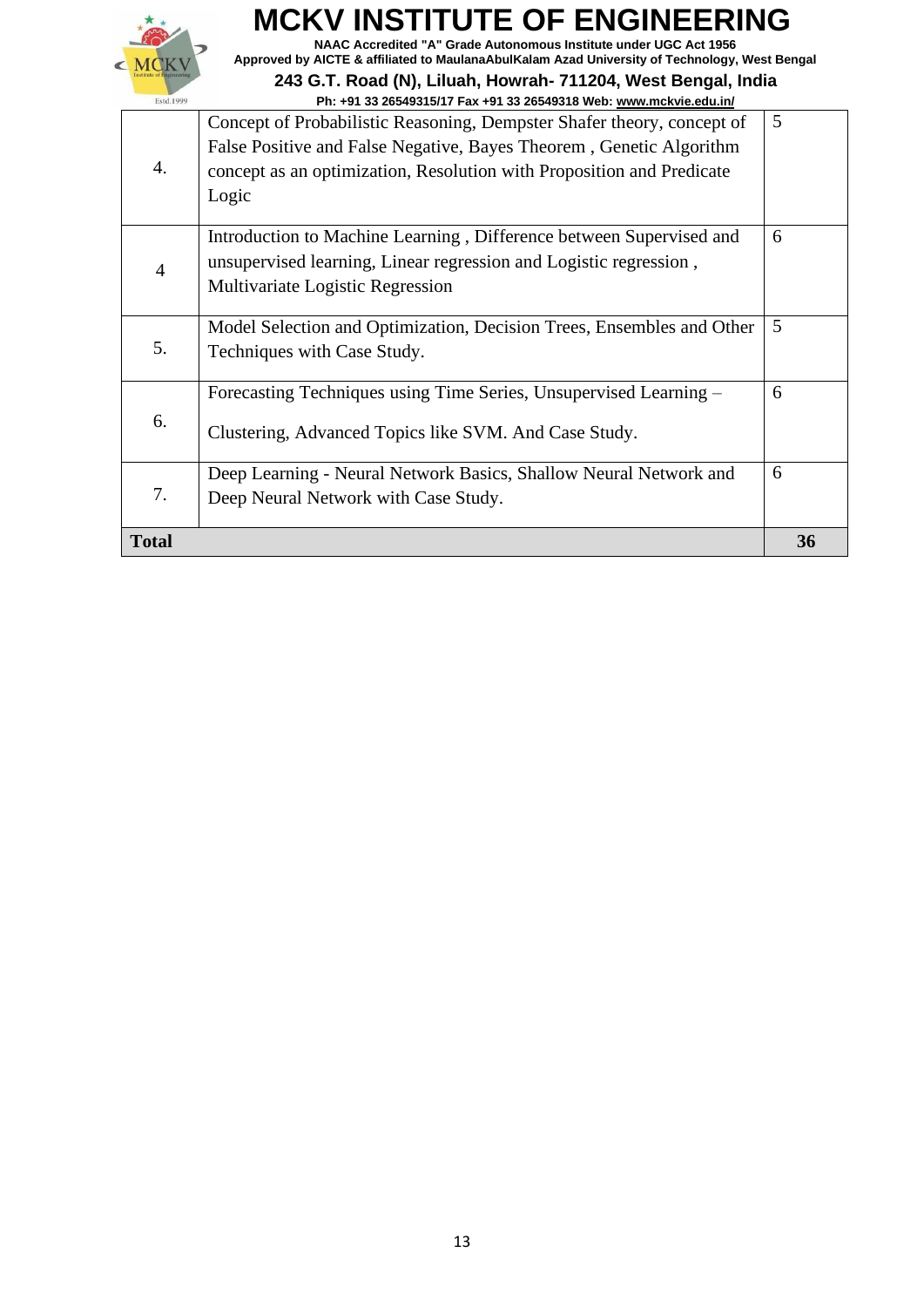| | | |
|---|---|---|
| 4. | Concept of Probabilistic Reasoning, Dempster Shafer theory, concept of False Positive and False Negative, Bayes Theorem , Genetic Algorithm concept as an optimization, Resolution with Proposition and Predicate Logic | 5 |
| 4 | Introduction to Machine Learning , Difference between Supervised and unsupervised learning, Linear regression and Logistic regression , Multivariate Logistic Regression | 6 |
| 5. | Model Selection and Optimization, Decision Trees, Ensembles and Other Techniques with Case Study. | 5 |
| 6. | Forecasting Techniques using Time Series, Unsupervised Learning – Clustering, Advanced Topics like SVM. And Case Study. | 6 |
| 7. | Deep Learning - Neural Network Basics, Shallow Neural Network and Deep Neural Network with Case Study. | 6 |
| **Total** | | **36** |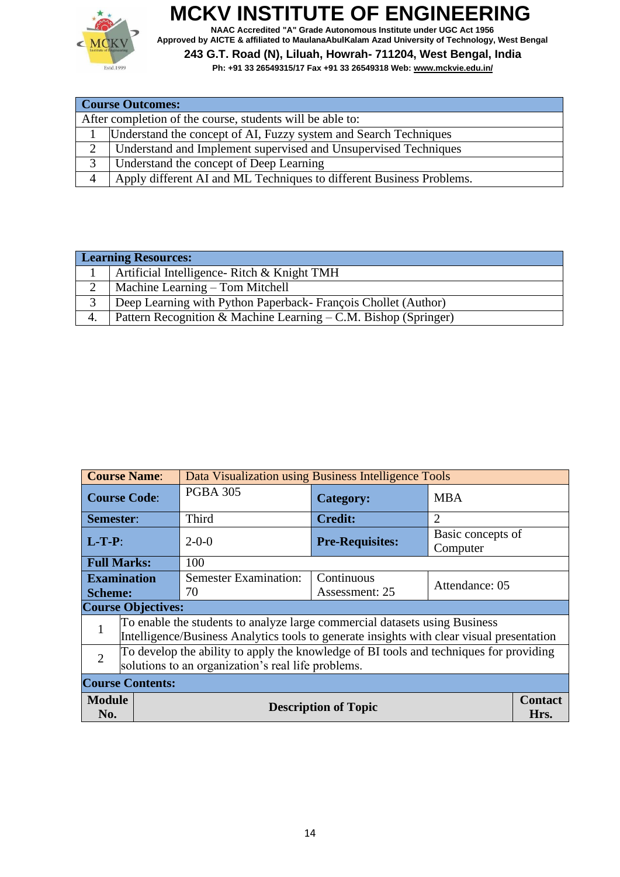| **Course Outcomes:** | |
|---|---|
| After completion of the course, students will be able to: | |
| 1 | Understand the concept of AI, Fuzzy system and Search Techniques |
| 2 | Understand and Implement supervised and Unsupervised Techniques |
| 3 | Understand the concept of Deep Learning |
| 4 | Apply different AI and ML Techniques to different Business Problems. |

| **Learning Resources:** | |
|---|---|
| 1 | Artificial Intelligence- Ritch & Knight TMH |
| 2 | Machine Learning – Tom Mitchell |
| 3 | Deep Learning with Python Paperback- François Chollet (Author) |
| 4. | Pattern Recognition & Machine Learning – C.M. Bishop (Springer) |

| **Course Name**: | Data Visualization using Business Intelligence Tools | | |
|---|---|---|---|
| **Course Code**: | PGBA 305 | **Category:** | MBA |
| **Semester**: | Third | **Credit:** | 2 |
| **L-T-P**: | 2-0-0 | **Pre-Requisites:** | Basic concepts of Computer |
| **Full Marks:** | 100 | | |
| **Examination Scheme:** | Semester Examination: 70 | Continuous Assessment: 25 | Attendance: 05 |

| **Course Objectives:** | |
|---|---|
| 1 | To enable the students to analyze large commercial datasets using Business Intelligence/Business Analytics tools to generate insights with clear visual presentation |
| 2 | To develop the ability to apply the knowledge of BI tools and techniques for providing solutions to an organization's real life problems. |

**Course Contents:**

| Module No. | Description of Topic | Contact Hrs. |
|---|---|---|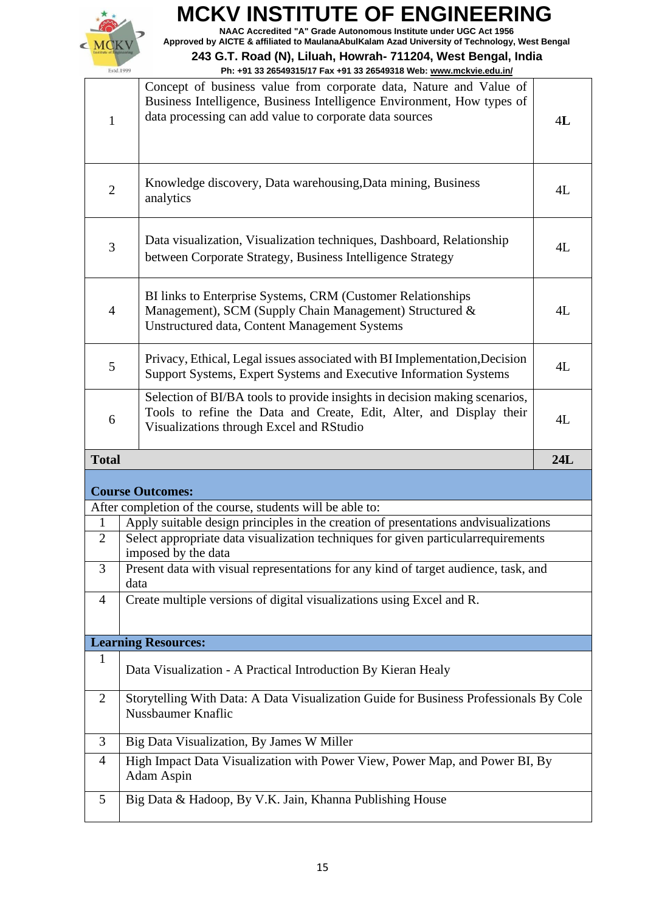| | | |
|---|---|---|
| 1 | Concept of business value from corporate data, Nature and Value of Business Intelligence, Business Intelligence Environment, How types of data processing can add value to corporate data sources | 4L |
| 2 | Knowledge discovery, Data warehousing,Data mining, Business analytics | 4L |
| 3 | Data visualization, Visualization techniques, Dashboard, Relationship between Corporate Strategy, Business Intelligence Strategy | 4L |
| 4 | BI links to Enterprise Systems, CRM (Customer Relationships Management), SCM (Supply Chain Management) Structured & Unstructured data, Content Management Systems | 4L |
| 5 | Privacy, Ethical, Legal issues associated with BI Implementation,Decision Support Systems, Expert Systems and Executive Information Systems | 4L |
| 6 | Selection of BI/BA tools to provide insights in decision making scenarios, Tools to refine the Data and Create, Edit, Alter, and Display their Visualizations through Excel and RStudio | 4L |
| **Total** | | **24L** |

**Course Outcomes:**

After completion of the course, students will be able to:

| | |
|---|---|
| 1 | Apply suitable design principles in the creation of presentations andvisualizations |
| 2 | Select appropriate data visualization techniques for given particularrequirements imposed by the data |
| 3 | Present data with visual representations for any kind of target audience, task, and data |
| 4 | Create multiple versions of digital visualizations using Excel and R. |

**Learning Resources:**

| | |
|---|---|
| 1 | Data Visualization - A Practical Introduction By Kieran Healy |
| 2 | Storytelling With Data: A Data Visualization Guide for Business Professionals By Cole Nussbaumer Knaflic |
| 3 | Big Data Visualization, By James W Miller |
| 4 | High Impact Data Visualization with Power View, Power Map, and Power BI, By Adam Aspin |
| 5 | Big Data & Hadoop, By V.K. Jain, Khanna Publishing House |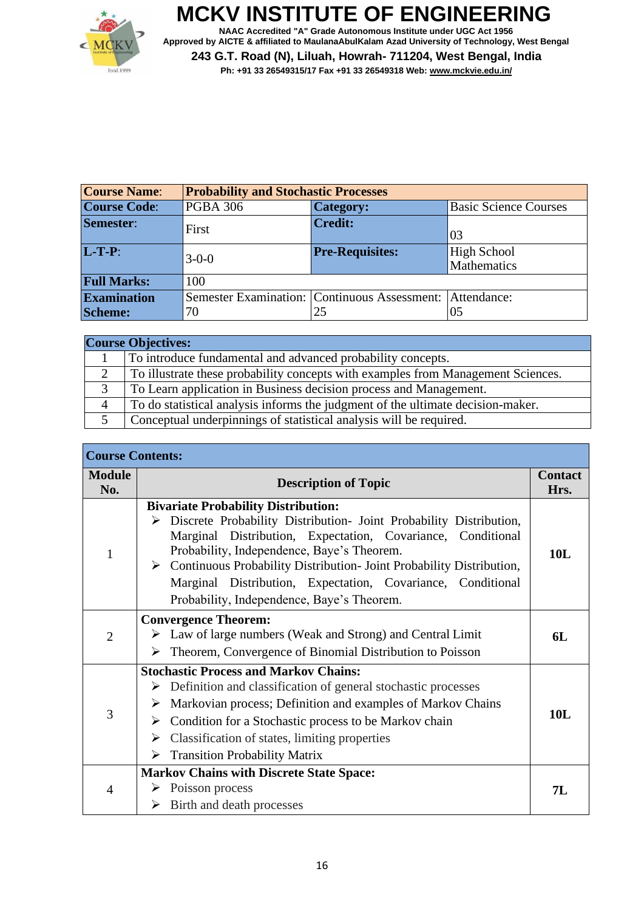# MCKV INSTITUTE OF ENGINEERING

**NAAC Accredited "A" Grade Autonomous Institute under UGC Act 1956**
**Approved by AICTE & affiliated to MaulanaAbulKalam Azad University of Technology, West Bengal**
**243 G.T. Road (N), Liluah, Howrah- 711204, West Bengal, India**
**Ph: +91 33 26549315/17 Fax +91 33 26549318 Web: www.mckvie.edu.in/**

| **Course Name**: | **Probability and Stochastic Processes** | | |
|---|---|---|---|
| **Course Code**: | PGBA 306 | **Category:** | Basic Science Courses |
| **Semester**: | First | **Credit:** | 03 |
| **L-T-P**: | 3-0-0 | **Pre-Requisites:** | High School Mathematics |
| **Full Marks:** | 100 | | |
| **Examination Scheme:** | Semester Examination: 70 | Continuous Assessment: 25 | Attendance: 05 |

| **Course Objectives:** | |
|---|---|
| 1 | To introduce fundamental and advanced probability concepts. |
| 2 | To illustrate these probability concepts with examples from Management Sciences. |
| 3 | To Learn application in Business decision process and Management. |
| 4 | To do statistical analysis informs the judgment of the ultimate decision-maker. |
| 5 | Conceptual underpinnings of statistical analysis will be required. |

**Course Contents:**

| **Module No.** | **Description of Topic** | **Contact Hrs.** |
|---|---|---|
| 1 | **Bivariate Probability Distribution:**<br>➢ Discrete Probability Distribution- Joint Probability Distribution, Marginal Distribution, Expectation, Covariance, Conditional Probability, Independence, Baye's Theorem.<br>➢ Continuous Probability Distribution- Joint Probability Distribution, Marginal Distribution, Expectation, Covariance, Conditional Probability, Independence, Baye's Theorem. | **10L** |
| 2 | **Convergence Theorem:**<br>➢ Law of large numbers (Weak and Strong) and Central Limit<br>➢ Theorem, Convergence of Binomial Distribution to Poisson | **6L** |
| 3 | **Stochastic Process and Markov Chains:**<br>➢ Definition and classification of general stochastic processes<br>➢ Markovian process; Definition and examples of Markov Chains<br>➢ Condition for a Stochastic process to be Markov chain<br>➢ Classification of states, limiting properties<br>➢ Transition Probability Matrix | **10L** |
| 4 | **Markov Chains with Discrete State Space:**<br>➢ Poisson process<br>➢ Birth and death processes | **7L** |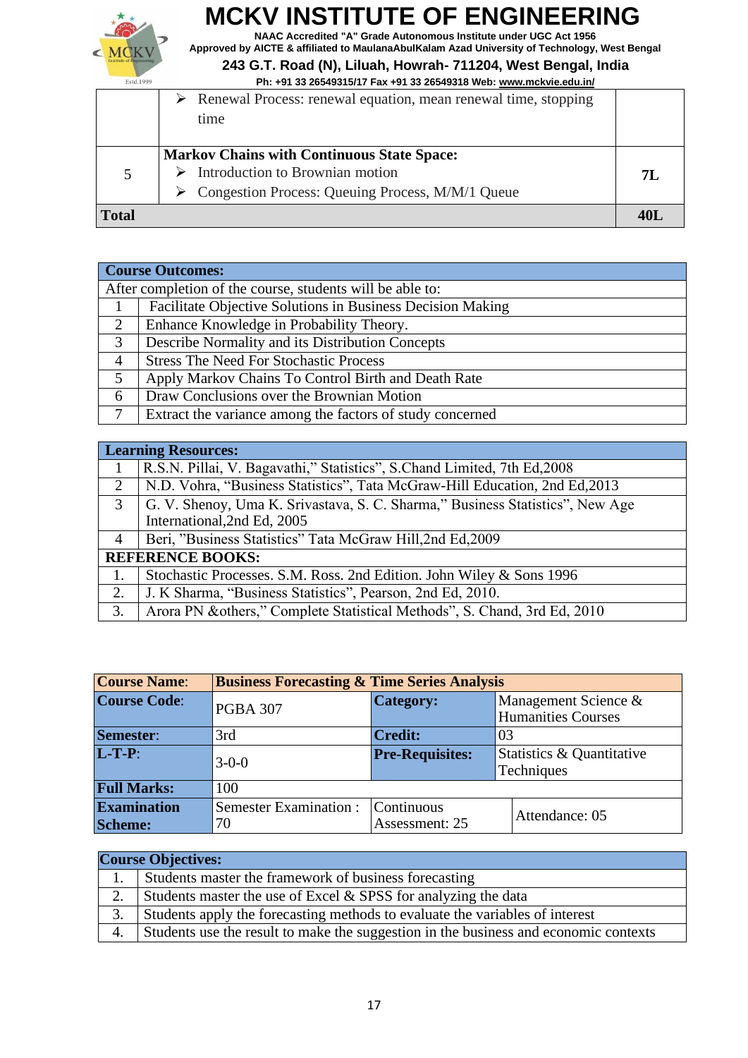| | | |
|---|---|---|
| | ➢ Renewal Process: renewal equation, mean renewal time, stopping time | |
| 5 | **Markov Chains with Continuous State Space:**<br>➢ Introduction to Brownian motion<br>➢ Congestion Process: Queuing Process, M/M/1 Queue | **7L** |
| **Total** | | **40L** |

| **Course Outcomes:** | |
|---|---|
| After completion of the course, students will be able to: | |
| 1 | Facilitate Objective Solutions in Business Decision Making |
| 2 | Enhance Knowledge in Probability Theory. |
| 3 | Describe Normality and its Distribution Concepts |
| 4 | Stress The Need For Stochastic Process |
| 5 | Apply Markov Chains To Control Birth and Death Rate |
| 6 | Draw Conclusions over the Brownian Motion |
| 7 | Extract the variance among the factors of study concerned |

| **Learning Resources:** | |
|---|---|
| 1 | R.S.N. Pillai, V. Bagavathi," Statistics", S.Chand Limited, 7th Ed,2008 |
| 2 | N.D. Vohra, "Business Statistics", Tata McGraw-Hill Education, 2nd Ed,2013 |
| 3 | G. V. Shenoy, Uma K. Srivastava, S. C. Sharma," Business Statistics", New Age International,2nd Ed, 2005 |
| 4 | Beri, "Business Statistics" Tata McGraw Hill,2nd Ed,2009 |
| **REFERENCE BOOKS:** | |
| 1. | Stochastic Processes. S.M. Ross. 2nd Edition. John Wiley & Sons 1996 |
| 2. | J. K Sharma, "Business Statistics", Pearson, 2nd Ed, 2010. |
| 3. | Arora PN &others," Complete Statistical Methods", S. Chand, 3rd Ed, 2010 |

| **Course Name**: | **Business Forecasting & Time Series Analysis** | | |
|---|---|---|---|
| **Course Code**: | PGBA 307 | **Category:** | Management Science & Humanities Courses |
| **Semester**: | 3rd | **Credit:** | 03 |
| **L-T-P**: | 3-0-0 | **Pre-Requisites:** | Statistics & Quantitative Techniques |
| **Full Marks:** | 100 | | |
| **Examination Scheme:** | Semester Examination : 70 | Continuous Assessment: 25 | Attendance: 05 |

| **Course Objectives:** | |
|---|---|
| 1. | Students master the framework of business forecasting |
| 2. | Students master the use of Excel & SPSS for analyzing the data |
| 3. | Students apply the forecasting methods to evaluate the variables of interest |
| 4. | Students use the result to make the suggestion in the business and economic contexts |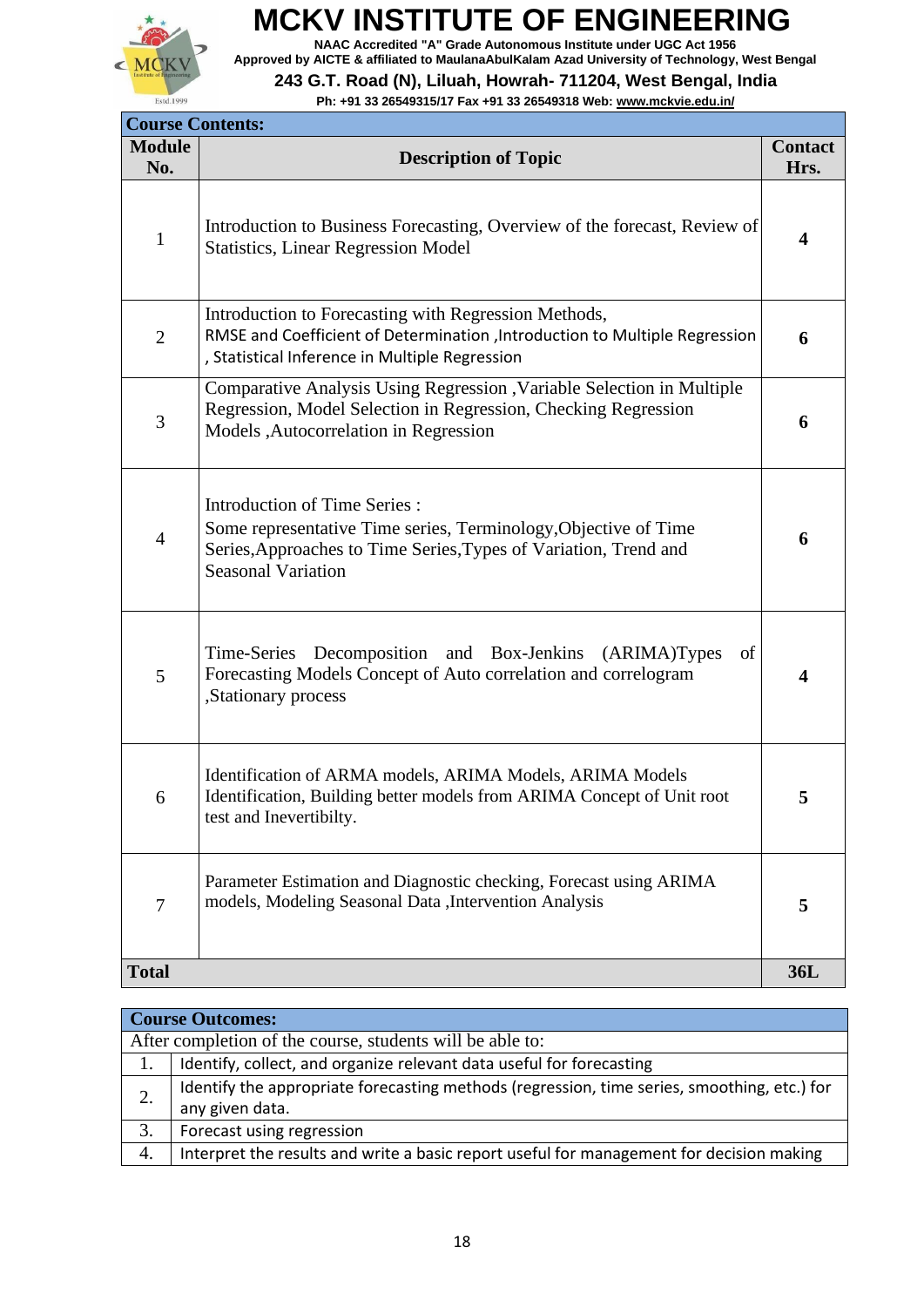# MCKV INSTITUTE OF ENGINEERING

NAAC Accredited "A" Grade Autonomous Institute under UGC Act 1956
Approved by AICTE & affiliated to MaulanaAbulKalam Azad University of Technology, West Bengal
**243 G.T. Road (N), Liluah, Howrah- 711204, West Bengal, India**
Ph: +91 33 26549315/17 Fax +91 33 26549318 Web: www.mckvie.edu.in/

| **Course Contents:** | | |
|---|---|---|
| **Module No.** | **Description of Topic** | **Contact Hrs.** |
| 1 | Introduction to Business Forecasting, Overview of the forecast, Review of Statistics, Linear Regression Model | **4** |
| 2 | Introduction to Forecasting with Regression Methods, RMSE and Coefficient of Determination ,Introduction to Multiple Regression , Statistical Inference in Multiple Regression | **6** |
| 3 | Comparative Analysis Using Regression ,Variable Selection in Multiple Regression, Model Selection in Regression, Checking Regression Models ,Autocorrelation in Regression | **6** |
| 4 | Introduction of Time Series : Some representative Time series, Terminology,Objective of Time Series,Approaches to Time Series,Types of Variation, Trend and Seasonal Variation | **6** |
| 5 | Time-Series Decomposition and Box-Jenkins (ARIMA)Types of Forecasting Models Concept of Auto correlation and correlogram ,Stationary process | **4** |
| 6 | Identification of ARMA models, ARIMA Models, ARIMA Models Identification, Building better models from ARIMA Concept of Unit root test and Inevertibilty. | **5** |
| 7 | Parameter Estimation and Diagnostic checking, Forecast using ARIMA models, Modeling Seasonal Data ,Intervention Analysis | **5** |
| **Total** | | **36L** |

| **Course Outcomes:** | |
|---|---|
| After completion of the course, students will be able to: | |
| 1. | Identify, collect, and organize relevant data useful for forecasting |
| 2. | Identify the appropriate forecasting methods (regression, time series, smoothing, etc.) for any given data. |
| 3. | Forecast using regression |
| 4. | Interpret the results and write a basic report useful for management for decision making |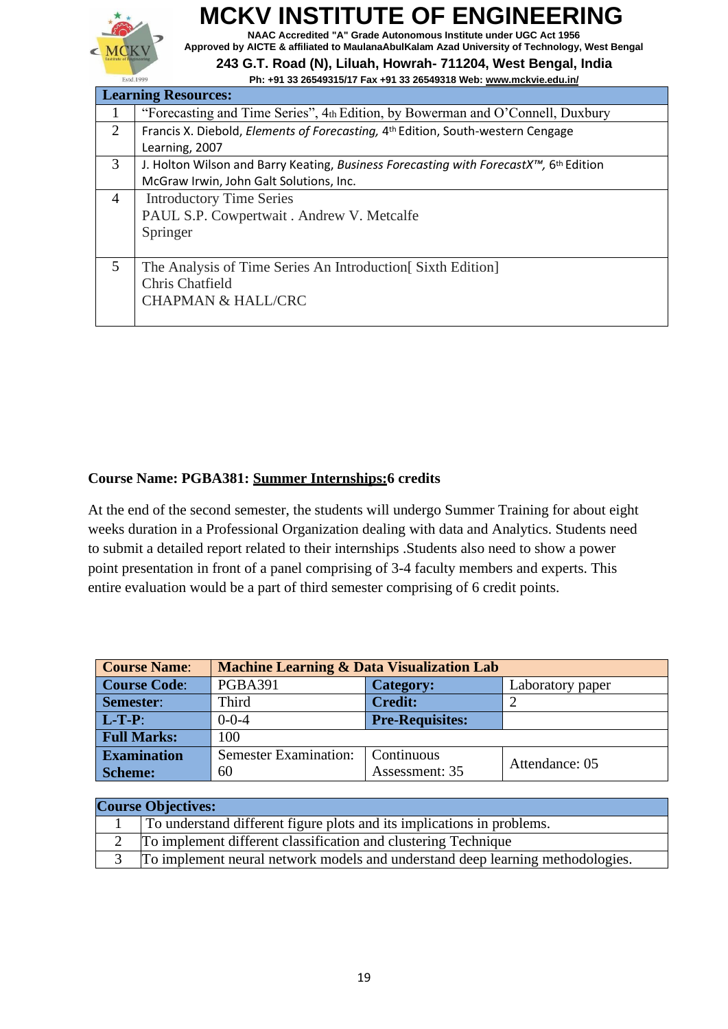| Learning Resources: | |
|---|---|
| 1 | "Forecasting and Time Series", 4th Edition, by Bowerman and O'Connell, Duxbury |
| 2 | Francis X. Diebold, *Elements of Forecasting,* 4th Edition, South-western Cengage Learning, 2007 |
| 3 | J. Holton Wilson and Barry Keating, *Business Forecasting with ForecastX™,* 6th Edition McGraw Irwin, John Galt Solutions, Inc. |
| 4 | Introductory Time Series<br>PAUL S.P. Cowpertwait . Andrew V. Metcalfe<br>Springer |
| 5 | The Analysis of Time Series An Introduction[ Sixth Edition]<br>Chris Chatfield<br>CHAPMAN & HALL/CRC |

**Course Name: PGBA381: <u>Summer Internships:</u>6 credits**

At the end of the second semester, the students will undergo Summer Training for about eight weeks duration in a Professional Organization dealing with data and Analytics. Students need to submit a detailed report related to their internships .Students also need to show a power point presentation in front of a panel comprising of 3-4 faculty members and experts. This entire evaluation would be a part of third semester comprising of 6 credit points.

| **Course Name**: | **Machine Learning & Data Visualization Lab** | | |
|---|---|---|---|
| **Course Code**: | PGBA391 | **Category:** | Laboratory paper |
| **Semester**: | Third | **Credit:** | 2 |
| **L-T-P**: | 0-0-4 | **Pre-Requisites:** | |
| **Full Marks:** | 100 | | |
| **Examination Scheme:** | Semester Examination: 60 | Continuous Assessment: 35 | Attendance: 05 |

| Course Objectives: | |
|---|---|
| 1 | To understand different figure plots and its implications in problems. |
| 2 | To implement different classification and clustering Technique |
| 3 | To implement neural network models and understand deep learning methodologies. |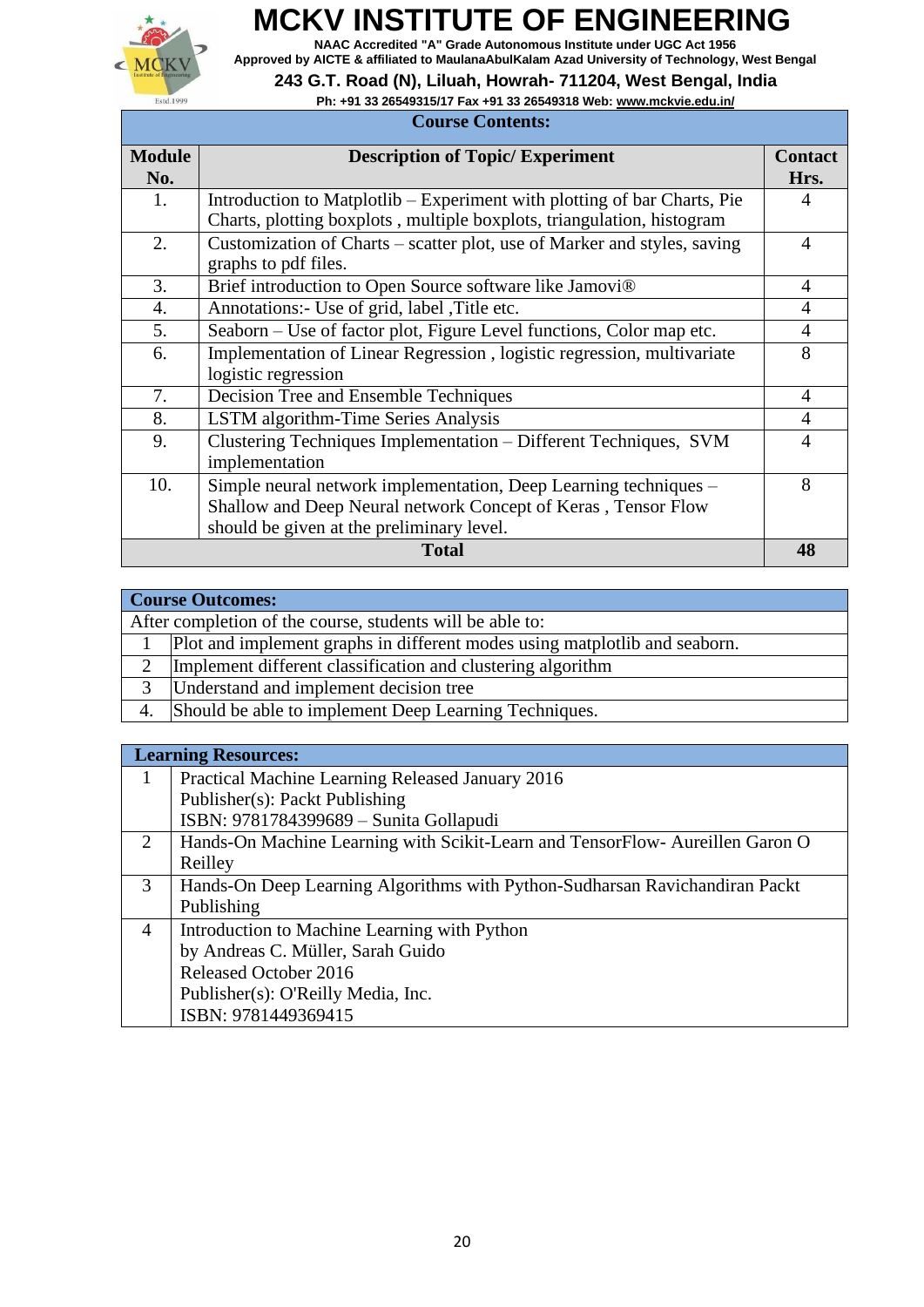**Course Contents:**

| Module No. | Description of Topic/ Experiment | Contact Hrs. |
|---|---|---|
| 1. | Introduction to Matplotlib – Experiment with plotting of bar Charts, Pie Charts, plotting boxplots , multiple boxplots, triangulation, histogram | 4 |
| 2. | Customization of Charts – scatter plot, use of Marker and styles, saving graphs to pdf files. | 4 |
| 3. | Brief introduction to Open Source software like Jamovi® | 4 |
| 4. | Annotations:- Use of grid, label ,Title etc. | 4 |
| 5. | Seaborn – Use of factor plot, Figure Level functions, Color map etc. | 4 |
| 6. | Implementation of Linear Regression , logistic regression, multivariate logistic regression | 8 |
| 7. | Decision Tree and Ensemble Techniques | 4 |
| 8. | LSTM algorithm-Time Series Analysis | 4 |
| 9. | Clustering Techniques Implementation – Different Techniques, SVM implementation | 4 |
| 10. | Simple neural network implementation, Deep Learning techniques – Shallow and Deep Neural network Concept of Keras , Tensor Flow should be given at the preliminary level. | 8 |
| **Total** | | **48** |

**Course Outcomes:**

After completion of the course, students will be able to:

| | |
|---|---|
| 1 | Plot and implement graphs in different modes using matplotlib and seaborn. |
| 2 | Implement different classification and clustering algorithm |
| 3 | Understand and implement decision tree |
| 4. | Should be able to implement Deep Learning Techniques. |

**Learning Resources:**

| | |
|---|---|
| 1 | Practical Machine Learning Released January 2016<br>Publisher(s): Packt Publishing<br>ISBN: 9781784399689 – Sunita Gollapudi |
| 2 | Hands-On Machine Learning with Scikit-Learn and TensorFlow- Aureillen Garon O Reilley |
| 3 | Hands-On Deep Learning Algorithms with Python-Sudharsan Ravichandiran Packt Publishing |
| 4 | Introduction to Machine Learning with Python<br>by Andreas C. Müller, Sarah Guido<br>Released October 2016<br>Publisher(s): O'Reilly Media, Inc.<br>ISBN: 9781449369415 |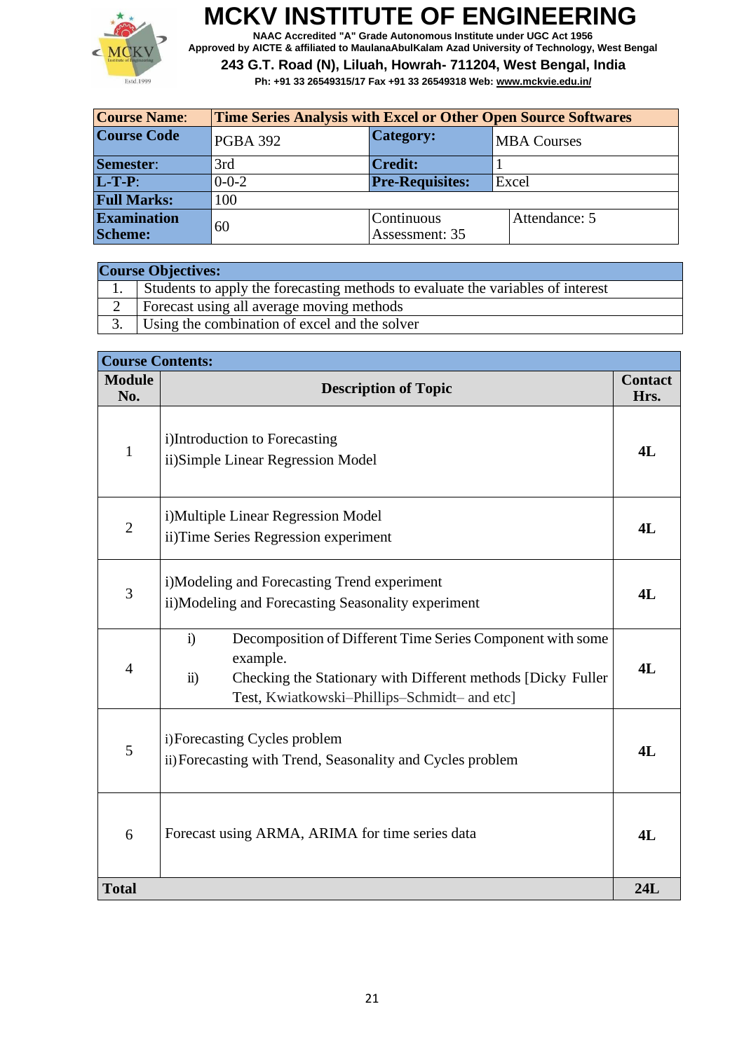# MCKV INSTITUTE OF ENGINEERING

**NAAC Accredited "A" Grade Autonomous Institute under UGC Act 1956**
**Approved by AICTE & affiliated to MaulanaAbulKalam Azad University of Technology, West Bengal**
**243 G.T. Road (N), Liluah, Howrah- 711204, West Bengal, India**
**Ph: +91 33 26549315/17 Fax +91 33 26549318 Web: www.mckvie.edu.in/**

| **Course Name**: | **Time Series Analysis with Excel or Other Open Source Softwares** | | |
|---|---|---|---|
| **Course Code** | PGBA 392 | **Category:** | MBA Courses |
| **Semester**: | 3rd | **Credit:** | 1 |
| **L-T-P**: | 0-0-2 | **Pre-Requisites:** | Excel |
| **Full Marks:** | 100 | | |
| **Examination Scheme:** | 60 | Continuous Assessment: 35 | Attendance: 5 |

| **Course Objectives:** | |
|---|---|
| 1. | Students to apply the forecasting methods to evaluate the variables of interest |
| 2 | Forecast using all average moving methods |
| 3. | Using the combination of excel and the solver |

**Course Contents:**

| **Module No.** | **Description of Topic** | **Contact Hrs.** |
|---|---|---|
| 1 | i)Introduction to Forecasting<br>ii)Simple Linear Regression Model | **4L** |
| 2 | i)Multiple Linear Regression Model<br>ii)Time Series Regression experiment | **4L** |
| 3 | i)Modeling and Forecasting Trend experiment<br>ii)Modeling and Forecasting Seasonality experiment | **4L** |
| 4 | i) Decomposition of Different Time Series Component with some example.<br>ii) Checking the Stationary with Different methods [Dicky Fuller Test, Kwiatkowski–Phillips–Schmidt– and etc] | **4L** |
| 5 | i)Forecasting Cycles problem<br>ii)Forecasting with Trend, Seasonality and Cycles problem | **4L** |
| 6 | Forecast using ARMA, ARIMA for time series data | **4L** |
| **Total** | | **24L** |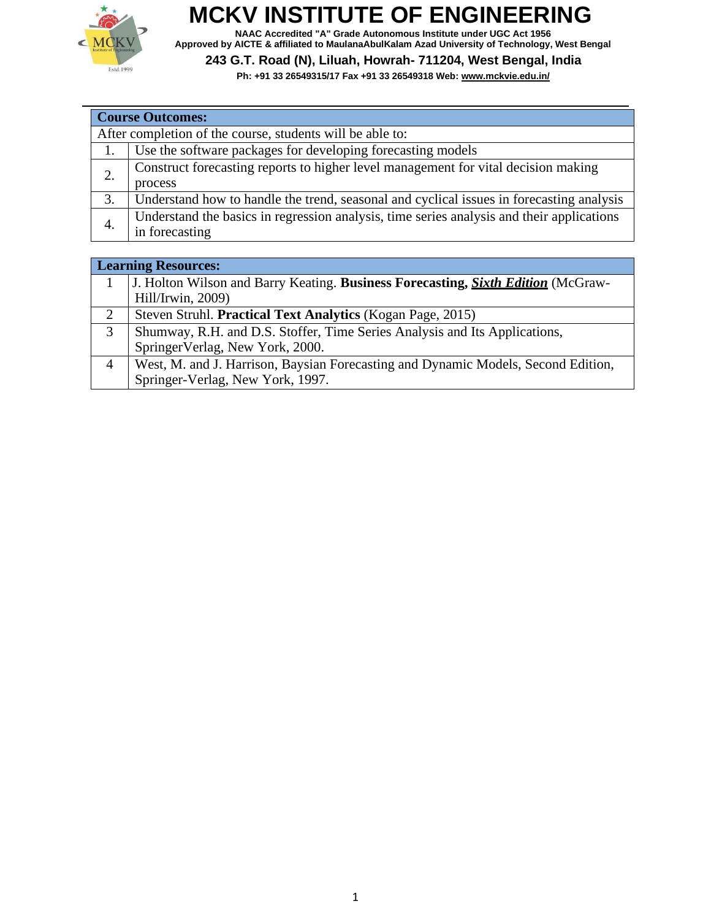| Course Outcomes: | |
|---|---|
| After completion of the course, students will be able to: | |
| 1. | Use the software packages for developing forecasting models |
| 2. | Construct forecasting reports to higher level management for vital decision making process |
| 3. | Understand how to handle the trend, seasonal and cyclical issues in forecasting analysis |
| 4. | Understand the basics in regression analysis, time series analysis and their applications in forecasting |

| Learning Resources: | |
|---|---|
| 1 | J. Holton Wilson and Barry Keating. **Business Forecasting, *Sixth Edition*** (McGraw-Hill/Irwin, 2009) |
| 2 | Steven Struhl. **Practical Text Analytics** (Kogan Page, 2015) |
| 3 | Shumway, R.H. and D.S. Stoffer, Time Series Analysis and Its Applications, SpringerVerlag, New York, 2000. |
| 4 | West, M. and J. Harrison, Baysian Forecasting and Dynamic Models, Second Edition, Springer-Verlag, New York, 1997. |